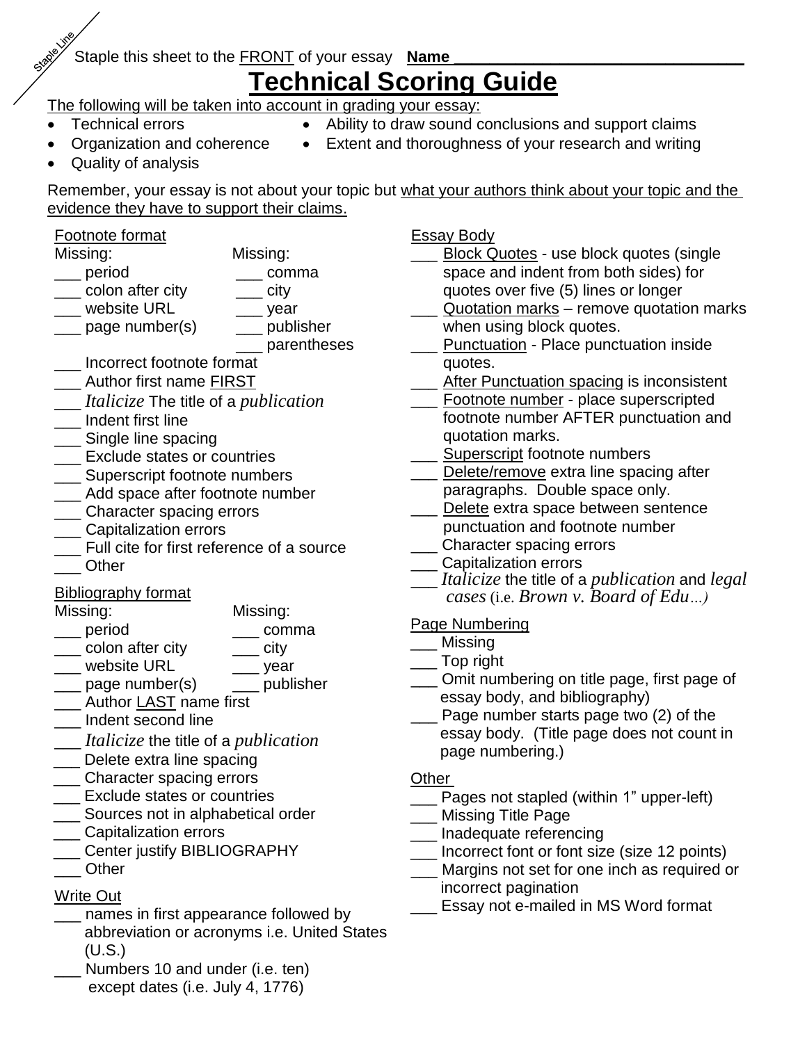Staple Line

Staple this sheet to the FRONT of your essay **Name \_\_\_\_\_\_\_\_\_\_\_\_\_\_\_\_\_\_\_\_\_\_\_\_\_\_\_\_\_\_**

# Technical Scoring Guide

The following will be taken into account in grading your essay:

- Technical errors
- Organization and coherence
- Quality of analysis
- Ability to draw sound conclusions and support claims
- Extent and thoroughness of your research and writing

Remember, your essay is not about your topic but what your authors think about your topic and the evidence they have to support their claims.

## Footnote format

Missing:
- \_\_\_ period
- \_\_\_ colon after city
- \_\_\_ website URL
- \_\_\_ page number(s)

Missing:
- \_\_\_ comma
- \_\_\_ city
- \_\_\_ year
- \_\_\_ publisher
- \_\_\_ parentheses

- \_\_\_ Incorrect footnote format
- \_\_\_ Author first name FIRST
- \_\_\_ *Italicize* The title of a *publication*
- \_\_\_ Indent first line
- \_\_\_ Single line spacing
- \_\_\_ Exclude states or countries
- \_\_\_ Superscript footnote numbers
- \_\_\_ Add space after footnote number
- \_\_\_ Character spacing errors
- \_\_\_ Capitalization errors
- \_\_\_ Full cite for first reference of a source
- \_\_\_ Other

## Bibliography format

Missing:
- \_\_\_ period
- \_\_\_ colon after city
- \_\_\_ website URL
- \_\_\_ page number(s)

Missing:
- \_\_\_ comma
- \_\_\_ city
- \_\_\_ year
- \_\_\_ publisher

- \_\_\_ Author LAST name first
- \_\_\_ Indent second line
- \_\_\_ *Italicize* the title of a *publication*
- \_\_\_ Delete extra line spacing
- \_\_\_ Character spacing errors
- \_\_\_ Exclude states or countries
- \_\_\_ Sources not in alphabetical order
- \_\_\_ Capitalization errors
- \_\_\_ Center justify BIBLIOGRAPHY
- \_\_\_ Other

## Write Out

- \_\_\_ names in first appearance followed by abbreviation or acronyms i.e. United States (U.S.)
- \_\_\_ Numbers 10 and under (i.e. ten) except dates (i.e. July 4, 1776)

## Essay Body

- \_\_\_ Block Quotes - use block quotes (single space and indent from both sides) for quotes over five (5) lines or longer
- \_\_\_ Quotation marks – remove quotation marks when using block quotes.
- \_\_\_ Punctuation - Place punctuation inside quotes.
- \_\_\_ After Punctuation spacing is inconsistent
- \_\_\_ Footnote number - place superscripted footnote number AFTER punctuation and quotation marks.
- \_\_\_ Superscript footnote numbers
- \_\_\_ Delete/remove extra line spacing after paragraphs. Double space only.
- \_\_\_ Delete extra space between sentence punctuation and footnote number
- \_\_\_ Character spacing errors
- \_\_\_ Capitalization errors
- \_\_\_ *Italicize* the title of a *publication* and *legal cases* (i.e. *Brown v. Board of Edu…)*

## Page Numbering

- \_\_\_ Missing
- \_\_\_ Top right
- \_\_\_ Omit numbering on title page, first page of essay body, and bibliography)
- \_\_\_ Page number starts page two (2) of the essay body. (Title page does not count in page numbering.)

## Other

- \_\_\_ Pages not stapled (within 1" upper-left)
- \_\_\_ Missing Title Page
- \_\_\_ Inadequate referencing
- \_\_\_ Incorrect font or font size (size 12 points)
- \_\_\_ Margins not set for one inch as required or incorrect pagination
- \_\_\_ Essay not e-mailed in MS Word format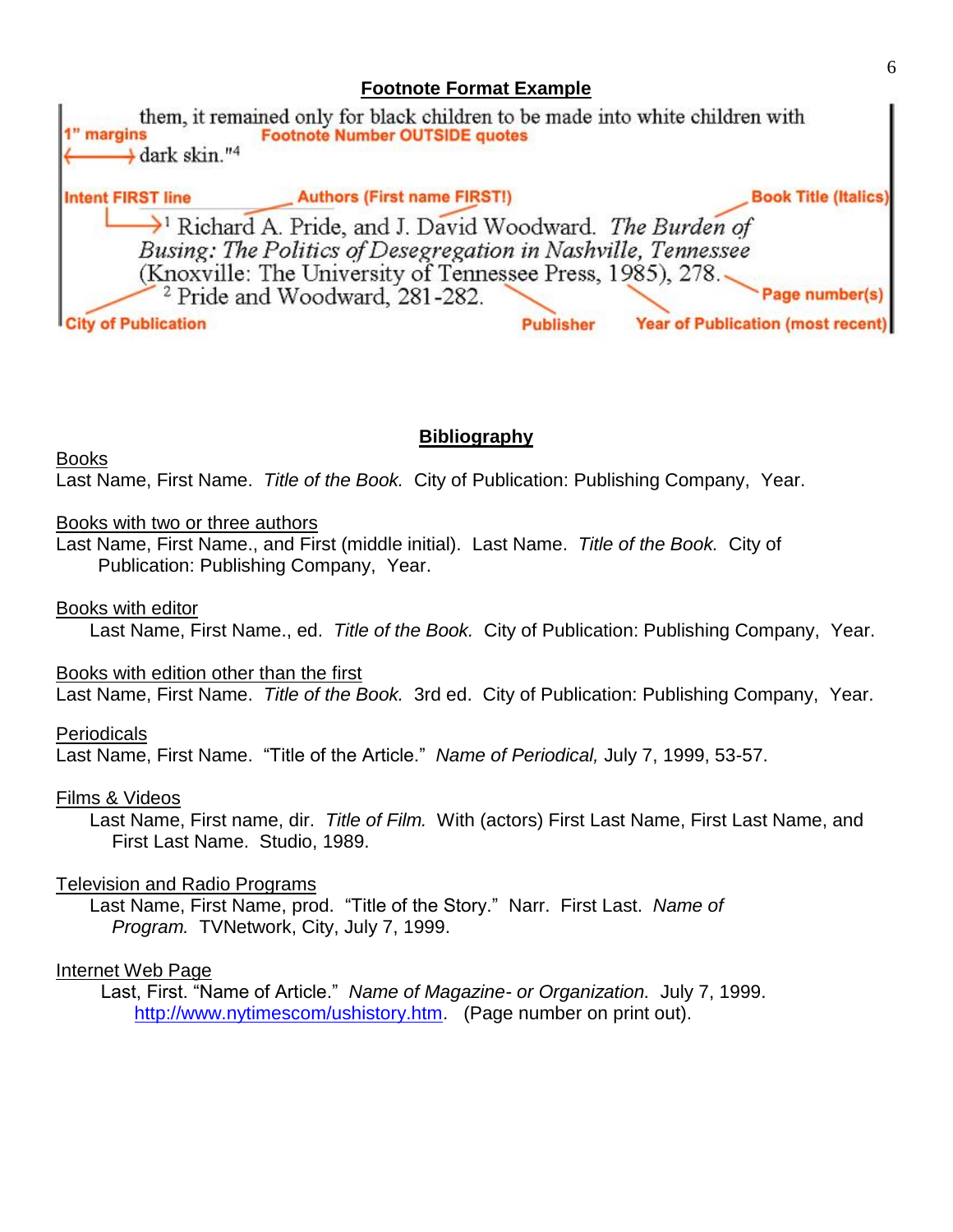## Footnote Format Example

them, it remained only for black children to be made into white children with dark skin."[4]

1" margins

Footnote Number OUTSIDE quotes

Intent FIRST line

Authors (First name FIRST!)

Book Title (Italics)

[1] Richard A. Pride, and J. David Woodward. *The Burden of Busing: The Politics of Desegregation in Nashville, Tennessee* (Knoxville: The University of Tennessee Press, 1985), 278.

[2] Pride and Woodward, 281-282.

Page number(s)

City of Publication

Publisher

Year of Publication (most recent)

## Bibliography

Books

Last Name, First Name. *Title of the Book.* City of Publication: Publishing Company, Year.

Books with two or three authors

Last Name, First Name., and First (middle initial). Last Name. *Title of the Book.* City of Publication: Publishing Company, Year.

Books with editor

Last Name, First Name., ed. *Title of the Book.* City of Publication: Publishing Company, Year.

Books with edition other than the first

Last Name, First Name. *Title of the Book.* 3rd ed. City of Publication: Publishing Company, Year.

Periodicals

Last Name, First Name. "Title of the Article." *Name of Periodical,* July 7, 1999, 53-57.

Films & Videos

Last Name, First name, dir. *Title of Film.* With (actors) First Last Name, First Last Name, and First Last Name. Studio, 1989.

Television and Radio Programs

Last Name, First Name, prod. "Title of the Story." Narr. First Last. *Name of Program.* TVNetwork, City, July 7, 1999.

Internet Web Page

Last, First. "Name of Article." *Name of Magazine- or Organization.* July 7, 1999. http://www.nytimescom/ushistory.htm. (Page number on print out).